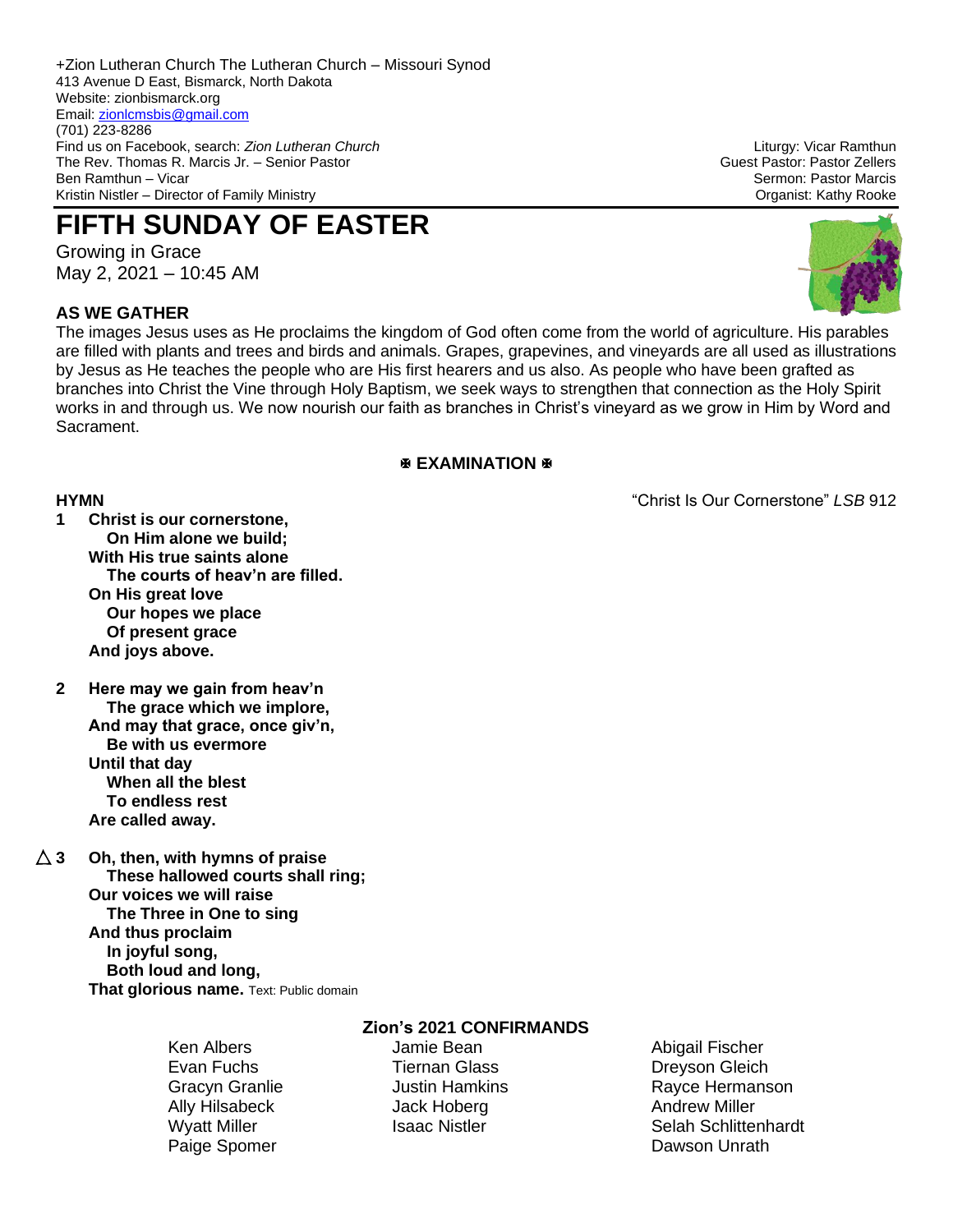+Zion Lutheran Church The Lutheran Church – Missouri Synod
413 Avenue D East, Bismarck, North Dakota
Website: zionbismarck.org
Email: zionlcmsbis@gmail.com
(701) 223-8286
Find us on Facebook, search: *Zion Lutheran Church*
The Rev. Thomas R. Marcis Jr. – Senior Pastor
Ben Ramthun – Vicar
Kristin Nistler – Director of Family Ministry

Liturgy: Vicar Ramthun
Guest Pastor: Pastor Zellers
Sermon: Pastor Marcis
Organist: Kathy Rooke

# FIFTH SUNDAY OF EASTER

Growing in Grace
May 2, 2021 – 10:45 AM

### AS WE GATHER

The images Jesus uses as He proclaims the kingdom of God often come from the world of agriculture. His parables are filled with plants and trees and birds and animals. Grapes, grapevines, and vineyards are all used as illustrations by Jesus as He teaches the people who are His first hearers and us also. As people who have been grafted as branches into Christ the Vine through Holy Baptism, we seek ways to strengthen that connection as the Holy Spirit works in and through us. We now nourish our faith as branches in Christ's vineyard as we grow in Him by Word and Sacrament.

## ✠ EXAMINATION ✠

**HYMN** "Christ Is Our Cornerstone" *LSB* 912

**1 Christ is our cornerstone,**
**On Him alone we build;**
**With His true saints alone**
**The courts of heav'n are filled.**
**On His great love**
**Our hopes we place**
**Of present grace**
**And joys above.**

**2 Here may we gain from heav'n**
**The grace which we implore,**
**And may that grace, once giv'n,**
**Be with us evermore**
**Until that day**
**When all the blest**
**To endless rest**
**Are called away.**

△ **3 Oh, then, with hymns of praise**
**These hallowed courts shall ring;**
**Our voices we will raise**
**The Three in One to sing**
**And thus proclaim**
**In joyful song,**
**Both loud and long,**
**That glorious name.** Text: Public domain

### Zion's 2021 CONFIRMANDS

Ken Albers
Evan Fuchs
Gracyn Granlie
Ally Hilsabeck
Wyatt Miller
Paige Spomer
Jamie Bean
Tiernan Glass
Justin Hamkins
Jack Hoberg
Isaac Nistler
Abigail Fischer
Dreyson Gleich
Rayce Hermanson
Andrew Miller
Selah Schlittenhardt
Dawson Unrath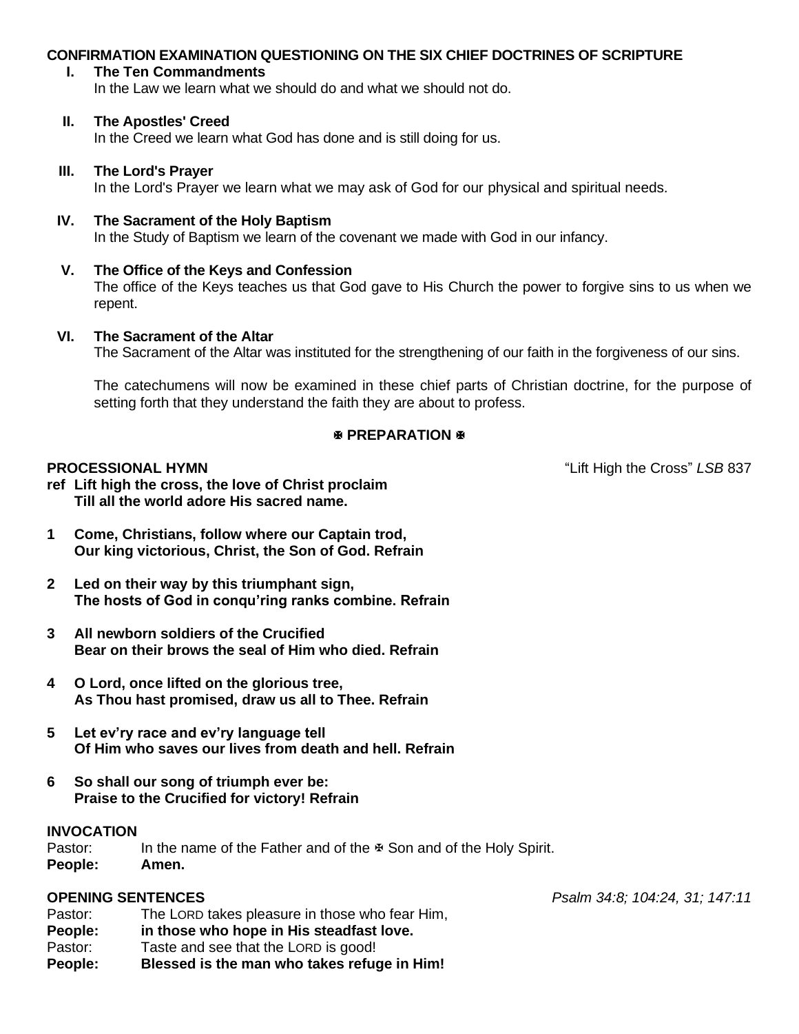**CONFIRMATION EXAMINATION QUESTIONING ON THE SIX CHIEF DOCTRINES OF SCRIPTURE**

**I. The Ten Commandments**
In the Law we learn what we should do and what we should not do.

**II. The Apostles' Creed**
In the Creed we learn what God has done and is still doing for us.

**III. The Lord's Prayer**
In the Lord's Prayer we learn what we may ask of God for our physical and spiritual needs.

**IV. The Sacrament of the Holy Baptism**
In the Study of Baptism we learn of the covenant we made with God in our infancy.

**V. The Office of the Keys and Confession**
The office of the Keys teaches us that God gave to His Church the power to forgive sins to us when we repent.

**VI. The Sacrament of the Altar**
The Sacrament of the Altar was instituted for the strengthening of our faith in the forgiveness of our sins.

The catechumens will now be examined in these chief parts of Christian doctrine, for the purpose of setting forth that they understand the faith they are about to profess.

**✠ PREPARATION ✠**

**PROCESSIONAL HYMN** "Lift High the Cross" *LSB* 837

**ref Lift high the cross, the love of Christ proclaim**
**Till all the world adore His sacred name.**

**1 Come, Christians, follow where our Captain trod,**
**Our king victorious, Christ, the Son of God. Refrain**

**2 Led on their way by this triumphant sign,**
**The hosts of God in conqu'ring ranks combine. Refrain**

**3 All newborn soldiers of the Crucified**
**Bear on their brows the seal of Him who died. Refrain**

**4 O Lord, once lifted on the glorious tree,**
**As Thou hast promised, draw us all to Thee. Refrain**

**5 Let ev'ry race and ev'ry language tell**
**Of Him who saves our lives from death and hell. Refrain**

**6 So shall our song of triumph ever be:**
**Praise to the Crucified for victory! Refrain**

**INVOCATION**
Pastor: In the name of the Father and of the ✠ Son and of the Holy Spirit.
**People: Amen.**

**OPENING SENTENCES** *Psalm 34:8; 104:24, 31; 147:11*
Pastor: The LORD takes pleasure in those who fear Him,
**People: in those who hope in His steadfast love.**
Pastor: Taste and see that the LORD is good!
**People: Blessed is the man who takes refuge in Him!**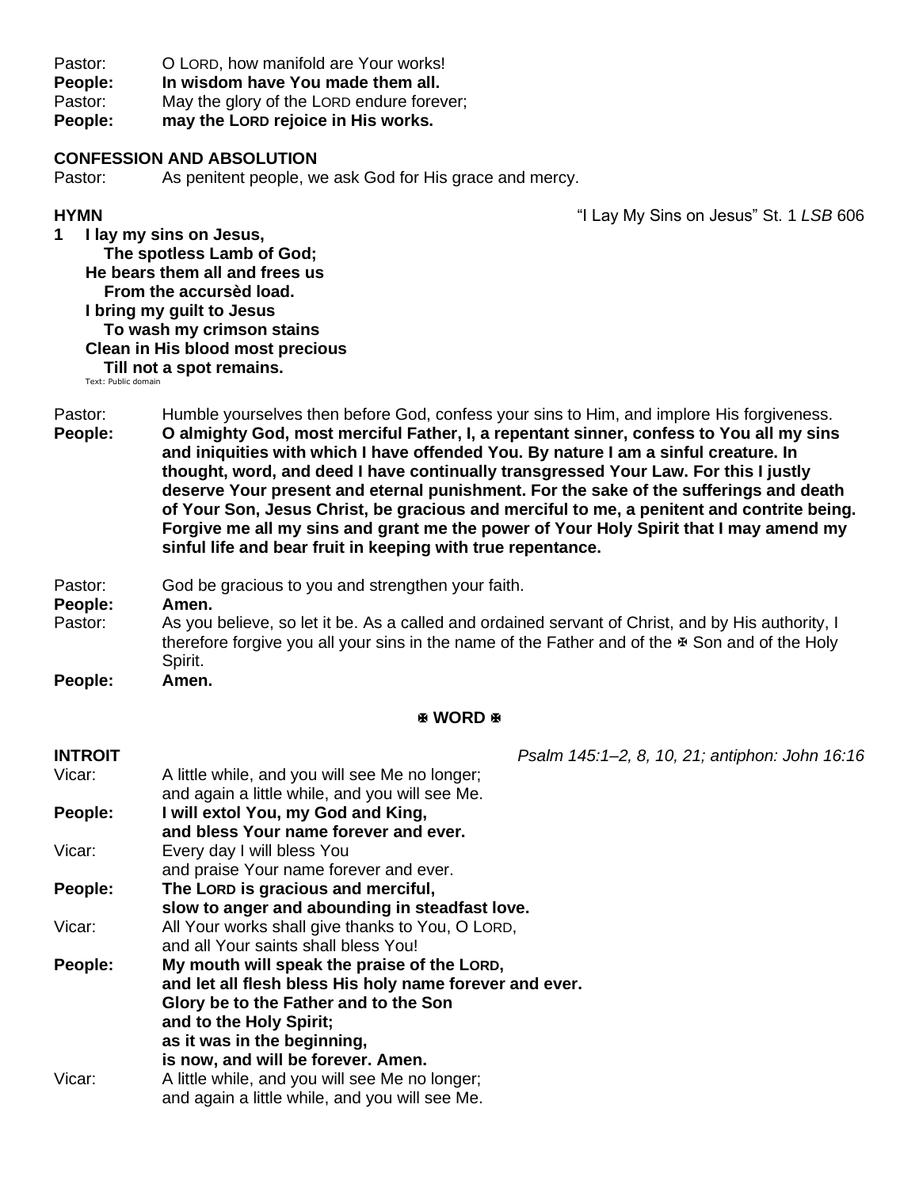Pastor: O LORD, how manifold are Your works!
**People: In wisdom have You made them all.**
Pastor: May the glory of the LORD endure forever;
**People: may the LORD rejoice in His works.**

**CONFESSION AND ABSOLUTION**
Pastor: As penitent people, we ask God for His grace and mercy.

**HYMN** "I Lay My Sins on Jesus" St. 1 *LSB* 606

**1 I lay my sins on Jesus,**
**The spotless Lamb of God;**
**He bears them all and frees us**
**From the accursèd load.**
**I bring my guilt to Jesus**
**To wash my crimson stains**
**Clean in His blood most precious**
**Till not a spot remains.**

Text: Public domain

Pastor: Humble yourselves then before God, confess your sins to Him, and implore His forgiveness.
**People: O almighty God, most merciful Father, I, a repentant sinner, confess to You all my sins and iniquities with which I have offended You. By nature I am a sinful creature. In thought, word, and deed I have continually transgressed Your Law. For this I justly deserve Your present and eternal punishment. For the sake of the sufferings and death of Your Son, Jesus Christ, be gracious and merciful to me, a penitent and contrite being. Forgive me all my sins and grant me the power of Your Holy Spirit that I may amend my sinful life and bear fruit in keeping with true repentance.**

Pastor: God be gracious to you and strengthen your faith.
**People: Amen.**
Pastor: As you believe, so let it be. As a called and ordained servant of Christ, and by His authority, I therefore forgive you all your sins in the name of the Father and of the ✠ Son and of the Holy Spirit.
**People: Amen.**

## ✠ WORD ✠

**INTROIT** *Psalm 145:1–2, 8, 10, 21; antiphon: John 16:16*

Vicar: A little while, and you will see Me no longer;
and again a little while, and you will see Me.
**People: I will extol You, my God and King,**
**and bless Your name forever and ever.**
Vicar: Every day I will bless You
and praise Your name forever and ever.
**People: The LORD is gracious and merciful,**
**slow to anger and abounding in steadfast love.**
Vicar: All Your works shall give thanks to You, O LORD,
and all Your saints shall bless You!
**People: My mouth will speak the praise of the LORD,**
**and let all flesh bless His holy name forever and ever.**
**Glory be to the Father and to the Son**
**and to the Holy Spirit;**
**as it was in the beginning,**
**is now, and will be forever. Amen.**
Vicar: A little while, and you will see Me no longer;
and again a little while, and you will see Me.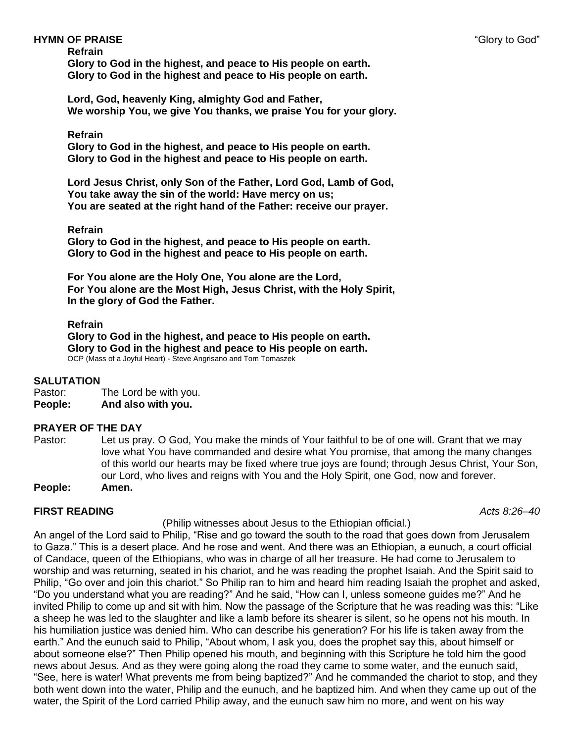**HYMN OF PRAISE** "Glory to God"

**Refrain**
**Glory to God in the highest, and peace to His people on earth.**
**Glory to God in the highest and peace to His people on earth.**

**Lord, God, heavenly King, almighty God and Father,**
**We worship You, we give You thanks, we praise You for your glory.**

**Refrain**
**Glory to God in the highest, and peace to His people on earth.**
**Glory to God in the highest and peace to His people on earth.**

**Lord Jesus Christ, only Son of the Father, Lord God, Lamb of God,**
**You take away the sin of the world: Have mercy on us;**
**You are seated at the right hand of the Father: receive our prayer.**

**Refrain**
**Glory to God in the highest, and peace to His people on earth.**
**Glory to God in the highest and peace to His people on earth.**

**For You alone are the Holy One, You alone are the Lord,**
**For You alone are the Most High, Jesus Christ, with the Holy Spirit,**
**In the glory of God the Father.**

**Refrain**
**Glory to God in the highest, and peace to His people on earth.**
**Glory to God in the highest and peace to His people on earth.**
OCP (Mass of a Joyful Heart) - Steve Angrisano and Tom Tomaszek

**SALUTATION**
Pastor: The Lord be with you.
**People: And also with you.**

**PRAYER OF THE DAY**
Pastor: Let us pray. O God, You make the minds of Your faithful to be of one will. Grant that we may love what You have commanded and desire what You promise, that among the many changes of this world our hearts may be fixed where true joys are found; through Jesus Christ, Your Son, our Lord, who lives and reigns with You and the Holy Spirit, one God, now and forever.
**People: Amen.**

**FIRST READING** *Acts 8:26–40*

(Philip witnesses about Jesus to the Ethiopian official.)

An angel of the Lord said to Philip, "Rise and go toward the south to the road that goes down from Jerusalem to Gaza." This is a desert place. And he rose and went. And there was an Ethiopian, a eunuch, a court official of Candace, queen of the Ethiopians, who was in charge of all her treasure. He had come to Jerusalem to worship and was returning, seated in his chariot, and he was reading the prophet Isaiah. And the Spirit said to Philip, "Go over and join this chariot." So Philip ran to him and heard him reading Isaiah the prophet and asked, "Do you understand what you are reading?" And he said, "How can I, unless someone guides me?" And he invited Philip to come up and sit with him. Now the passage of the Scripture that he was reading was this: "Like a sheep he was led to the slaughter and like a lamb before its shearer is silent, so he opens not his mouth. In his humiliation justice was denied him. Who can describe his generation? For his life is taken away from the earth." And the eunuch said to Philip, "About whom, I ask you, does the prophet say this, about himself or about someone else?" Then Philip opened his mouth, and beginning with this Scripture he told him the good news about Jesus. And as they were going along the road they came to some water, and the eunuch said, "See, here is water! What prevents me from being baptized?" And he commanded the chariot to stop, and they both went down into the water, Philip and the eunuch, and he baptized him. And when they came up out of the water, the Spirit of the Lord carried Philip away, and the eunuch saw him no more, and went on his way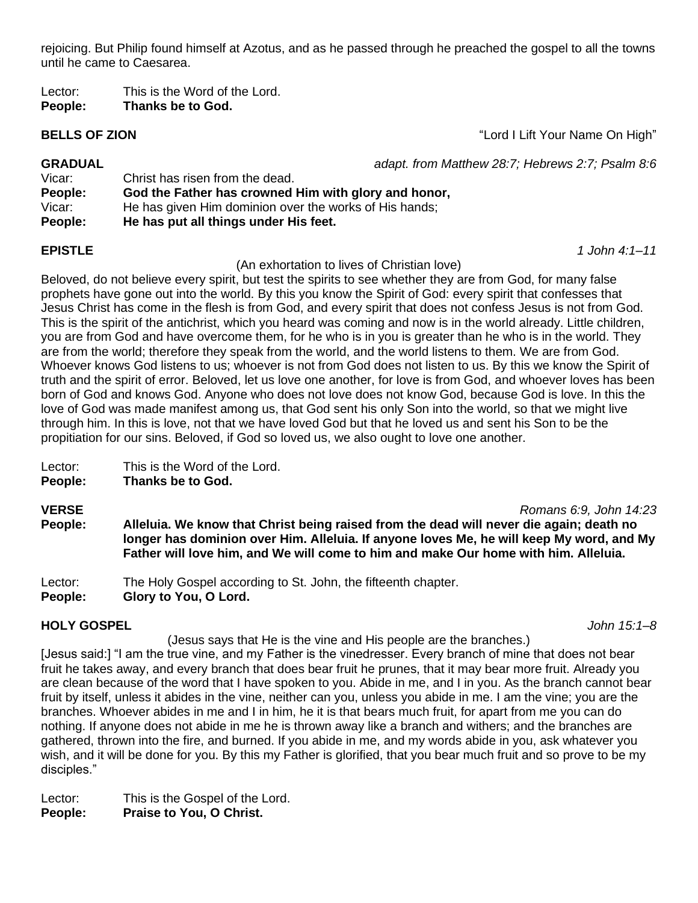rejoicing. But Philip found himself at Azotus, and as he passed through he preached the gospel to all the towns until he came to Caesarea.

Lector: This is the Word of the Lord.
**People: Thanks be to God.**

**BELLS OF ZION** "Lord I Lift Your Name On High"

**GRADUAL** *adapt. from Matthew 28:7; Hebrews 2:7; Psalm 8:6*

Vicar: Christ has risen from the dead.
**People: God the Father has crowned Him with glory and honor,**
Vicar: He has given Him dominion over the works of His hands;
**People: He has put all things under His feet.**

**EPISTLE** *1 John 4:1–11*

(An exhortation to lives of Christian love)

Beloved, do not believe every spirit, but test the spirits to see whether they are from God, for many false prophets have gone out into the world. By this you know the Spirit of God: every spirit that confesses that Jesus Christ has come in the flesh is from God, and every spirit that does not confess Jesus is not from God. This is the spirit of the antichrist, which you heard was coming and now is in the world already. Little children, you are from God and have overcome them, for he who is in you is greater than he who is in the world. They are from the world; therefore they speak from the world, and the world listens to them. We are from God. Whoever knows God listens to us; whoever is not from God does not listen to us. By this we know the Spirit of truth and the spirit of error. Beloved, let us love one another, for love is from God, and whoever loves has been born of God and knows God. Anyone who does not love does not know God, because God is love. In this the love of God was made manifest among us, that God sent his only Son into the world, so that we might live through him. In this is love, not that we have loved God but that he loved us and sent his Son to be the propitiation for our sins. Beloved, if God so loved us, we also ought to love one another.

Lector: This is the Word of the Lord.
**People: Thanks be to God.**

**VERSE** *Romans 6:9, John 14:23*

**People: Alleluia. We know that Christ being raised from the dead will never die again; death no longer has dominion over Him. Alleluia. If anyone loves Me, he will keep My word, and My Father will love him, and We will come to him and make Our home with him. Alleluia.**

Lector: The Holy Gospel according to St. John, the fifteenth chapter.
**People: Glory to You, O Lord.**

**HOLY GOSPEL** *John 15:1–8*

(Jesus says that He is the vine and His people are the branches.)

[Jesus said:] "I am the true vine, and my Father is the vinedresser. Every branch of mine that does not bear fruit he takes away, and every branch that does bear fruit he prunes, that it may bear more fruit. Already you are clean because of the word that I have spoken to you. Abide in me, and I in you. As the branch cannot bear fruit by itself, unless it abides in the vine, neither can you, unless you abide in me. I am the vine; you are the branches. Whoever abides in me and I in him, he it is that bears much fruit, for apart from me you can do nothing. If anyone does not abide in me he is thrown away like a branch and withers; and the branches are gathered, thrown into the fire, and burned. If you abide in me, and my words abide in you, ask whatever you wish, and it will be done for you. By this my Father is glorified, that you bear much fruit and so prove to be my disciples."

Lector: This is the Gospel of the Lord.
**People: Praise to You, O Christ.**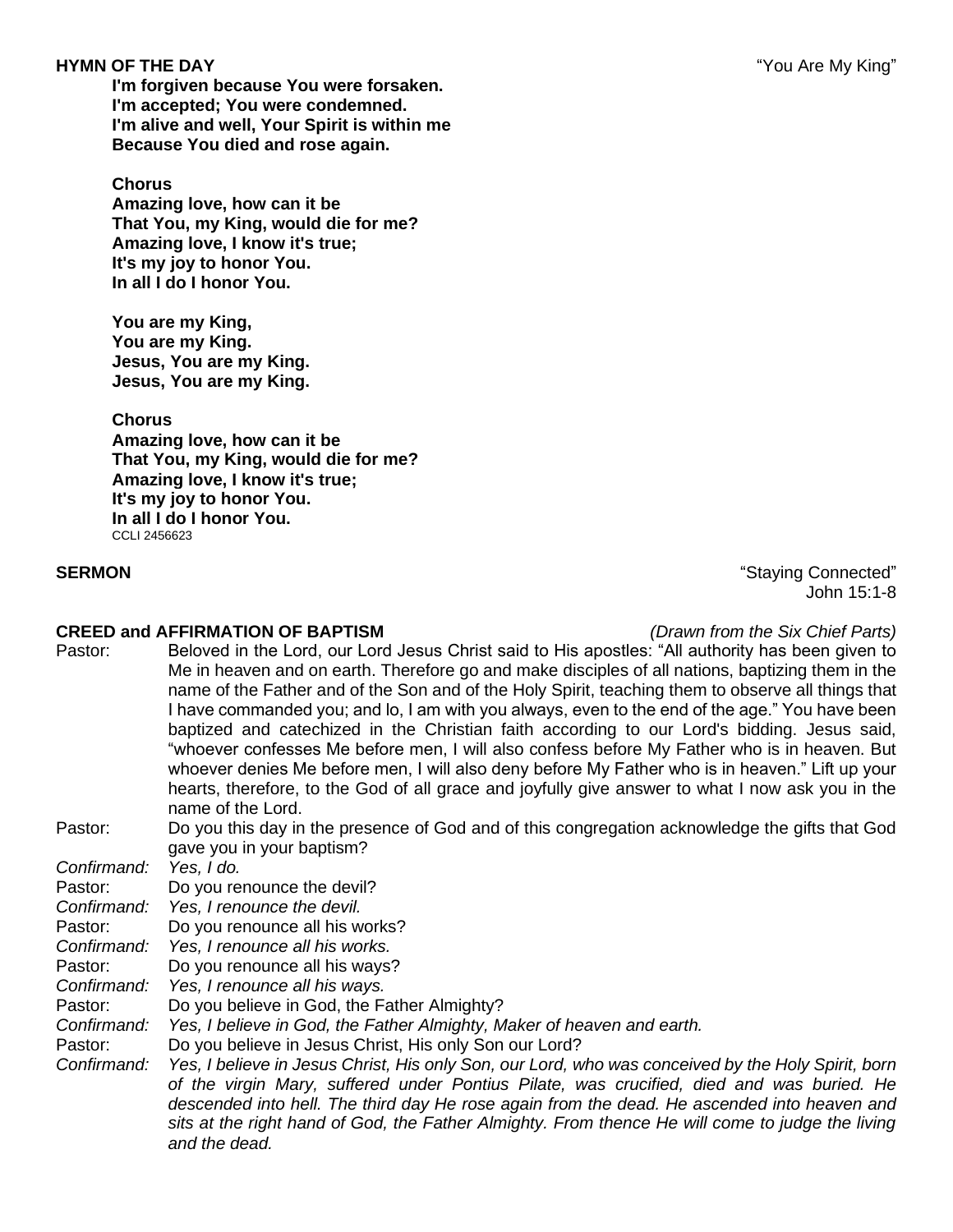**HYMN OF THE DAY** "You Are My King"

**I'm forgiven because You were forsaken.**
**I'm accepted; You were condemned.**
**I'm alive and well, Your Spirit is within me**
**Because You died and rose again.**

**Chorus**
**Amazing love, how can it be**
**That You, my King, would die for me?**
**Amazing love, I know it's true;**
**It's my joy to honor You.**
**In all I do I honor You.**

**You are my King,**
**You are my King.**
**Jesus, You are my King.**
**Jesus, You are my King.**

**Chorus**
**Amazing love, how can it be**
**That You, my King, would die for me?**
**Amazing love, I know it's true;**
**It's my joy to honor You.**
**In all I do I honor You.**
CCLI 2456623

**SERMON** "Staying Connected"
John 15:1-8

**CREED and AFFIRMATION OF BAPTISM** *(Drawn from the Six Chief Parts)*

Pastor: Beloved in the Lord, our Lord Jesus Christ said to His apostles: "All authority has been given to Me in heaven and on earth. Therefore go and make disciples of all nations, baptizing them in the name of the Father and of the Son and of the Holy Spirit, teaching them to observe all things that I have commanded you; and lo, I am with you always, even to the end of the age." You have been baptized and catechized in the Christian faith according to our Lord's bidding. Jesus said, "whoever confesses Me before men, I will also confess before My Father who is in heaven. But whoever denies Me before men, I will also deny before My Father who is in heaven." Lift up your hearts, therefore, to the God of all grace and joyfully give answer to what I now ask you in the name of the Lord.

Pastor: Do you this day in the presence of God and of this congregation acknowledge the gifts that God gave you in your baptism?

*Confirmand: Yes, I do.*

Pastor: Do you renounce the devil?

*Confirmand: Yes, I renounce the devil.*

Pastor: Do you renounce all his works?

*Confirmand: Yes, I renounce all his works.*

Pastor: Do you renounce all his ways?

*Confirmand: Yes, I renounce all his ways.*

Pastor: Do you believe in God, the Father Almighty?

*Confirmand: Yes, I believe in God, the Father Almighty, Maker of heaven and earth.*

Pastor: Do you believe in Jesus Christ, His only Son our Lord?

*Confirmand: Yes, I believe in Jesus Christ, His only Son, our Lord, who was conceived by the Holy Spirit, born of the virgin Mary, suffered under Pontius Pilate, was crucified, died and was buried. He descended into hell. The third day He rose again from the dead. He ascended into heaven and sits at the right hand of God, the Father Almighty. From thence He will come to judge the living and the dead.*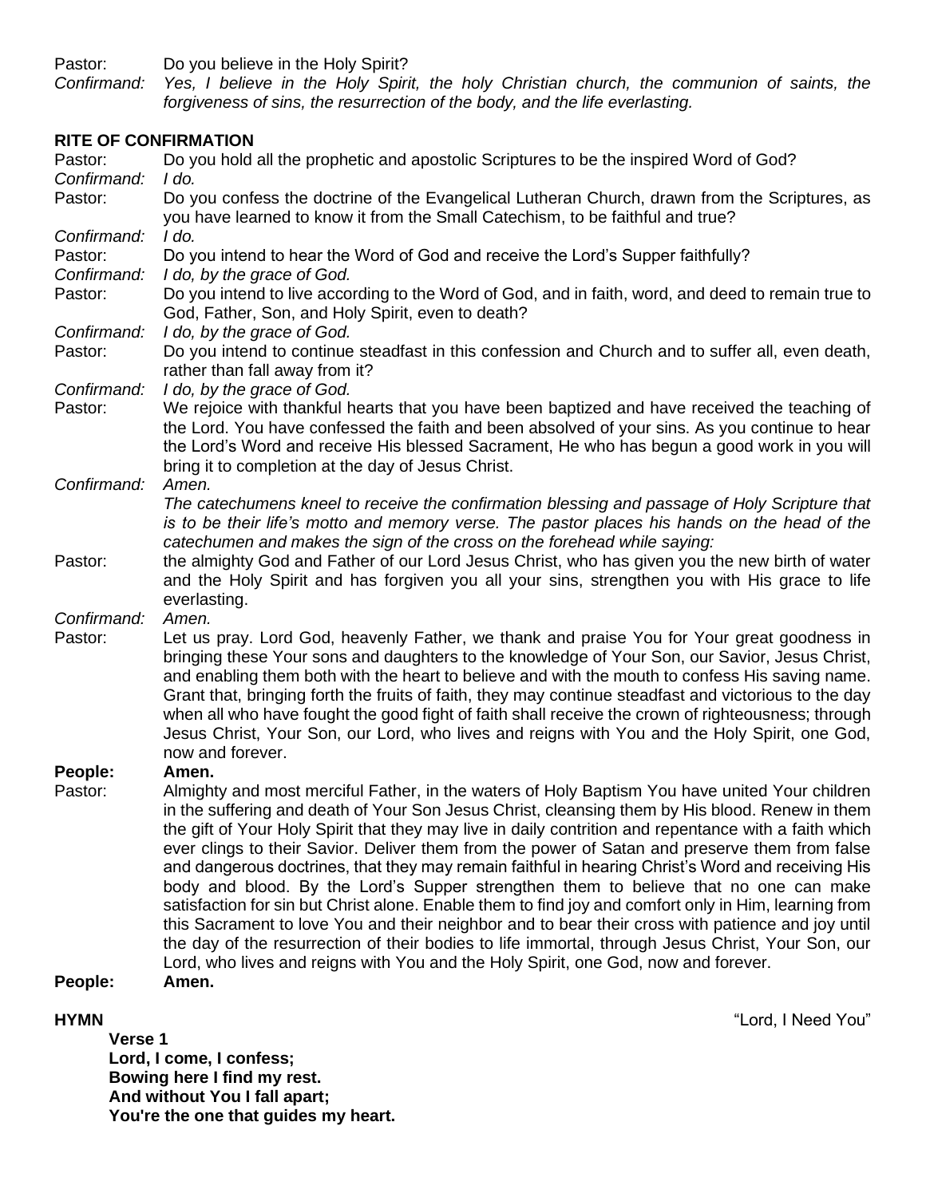Pastor: Do you believe in the Holy Spirit?

*Confirmand: Yes, I believe in the Holy Spirit, the holy Christian church, the communion of saints, the forgiveness of sins, the resurrection of the body, and the life everlasting.*

**RITE OF CONFIRMATION**

Pastor: Do you hold all the prophetic and apostolic Scriptures to be the inspired Word of God?

*Confirmand: I do.*

Pastor: Do you confess the doctrine of the Evangelical Lutheran Church, drawn from the Scriptures, as you have learned to know it from the Small Catechism, to be faithful and true?

*Confirmand: I do.*

Pastor: Do you intend to hear the Word of God and receive the Lord's Supper faithfully?

*Confirmand: I do, by the grace of God.*

Pastor: Do you intend to live according to the Word of God, and in faith, word, and deed to remain true to God, Father, Son, and Holy Spirit, even to death?

*Confirmand: I do, by the grace of God.*

Pastor: Do you intend to continue steadfast in this confession and Church and to suffer all, even death, rather than fall away from it?

*Confirmand: I do, by the grace of God.*

Pastor: We rejoice with thankful hearts that you have been baptized and have received the teaching of the Lord. You have confessed the faith and been absolved of your sins. As you continue to hear the Lord's Word and receive His blessed Sacrament, He who has begun a good work in you will bring it to completion at the day of Jesus Christ.

*Confirmand: Amen.*

*The catechumens kneel to receive the confirmation blessing and passage of Holy Scripture that is to be their life's motto and memory verse. The pastor places his hands on the head of the catechumen and makes the sign of the cross on the forehead while saying:*

Pastor: the almighty God and Father of our Lord Jesus Christ, who has given you the new birth of water and the Holy Spirit and has forgiven you all your sins, strengthen you with His grace to life everlasting.

*Confirmand: Amen.*

Pastor: Let us pray. Lord God, heavenly Father, we thank and praise You for Your great goodness in bringing these Your sons and daughters to the knowledge of Your Son, our Savior, Jesus Christ, and enabling them both with the heart to believe and with the mouth to confess His saving name. Grant that, bringing forth the fruits of faith, they may continue steadfast and victorious to the day when all who have fought the good fight of faith shall receive the crown of righteousness; through Jesus Christ, Your Son, our Lord, who lives and reigns with You and the Holy Spirit, one God, now and forever.

**People: Amen.**

Pastor: Almighty and most merciful Father, in the waters of Holy Baptism You have united Your children in the suffering and death of Your Son Jesus Christ, cleansing them by His blood. Renew in them the gift of Your Holy Spirit that they may live in daily contrition and repentance with a faith which ever clings to their Savior. Deliver them from the power of Satan and preserve them from false and dangerous doctrines, that they may remain faithful in hearing Christ's Word and receiving His body and blood. By the Lord's Supper strengthen them to believe that no one can make satisfaction for sin but Christ alone. Enable them to find joy and comfort only in Him, learning from this Sacrament to love You and their neighbor and to bear their cross with patience and joy until the day of the resurrection of their bodies to life immortal, through Jesus Christ, Your Son, our Lord, who lives and reigns with You and the Holy Spirit, one God, now and forever.

**People: Amen.**

**HYMN** "Lord, I Need You"

**Verse 1**
**Lord, I come, I confess;**
**Bowing here I find my rest.**
**And without You I fall apart;**
**You're the one that guides my heart.**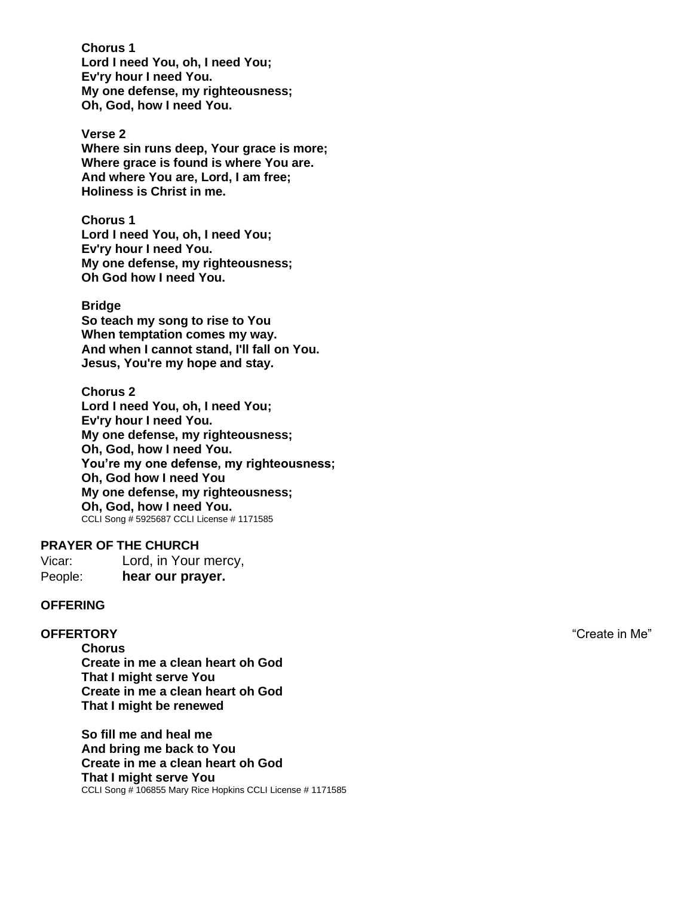**Chorus 1**
**Lord I need You, oh, I need You;**
**Ev'ry hour I need You.**
**My one defense, my righteousness;**
**Oh, God, how I need You.**

**Verse 2**
**Where sin runs deep, Your grace is more;**
**Where grace is found is where You are.**
**And where You are, Lord, I am free;**
**Holiness is Christ in me.**

**Chorus 1**
**Lord I need You, oh, I need You;**
**Ev'ry hour I need You.**
**My one defense, my righteousness;**
**Oh God how I need You.**

**Bridge**
**So teach my song to rise to You**
**When temptation comes my way.**
**And when I cannot stand, I'll fall on You.**
**Jesus, You're my hope and stay.**

**Chorus 2**
**Lord I need You, oh, I need You;**
**Ev'ry hour I need You.**
**My one defense, my righteousness;**
**Oh, God, how I need You.**
**You're my one defense, my righteousness;**
**Oh, God how I need You**
**My one defense, my righteousness;**
**Oh, God, how I need You.**
CCLI Song # 5925687 CCLI License # 1171585

**PRAYER OF THE CHURCH**

Vicar: Lord, in Your mercy,
People: **hear our prayer.**

**OFFERING**

**OFFERTORY** "Create in Me"

**Chorus**
**Create in me a clean heart oh God**
**That I might serve You**
**Create in me a clean heart oh God**
**That I might be renewed**

**So fill me and heal me**
**And bring me back to You**
**Create in me a clean heart oh God**
**That I might serve You**
CCLI Song # 106855 Mary Rice Hopkins CCLI License # 1171585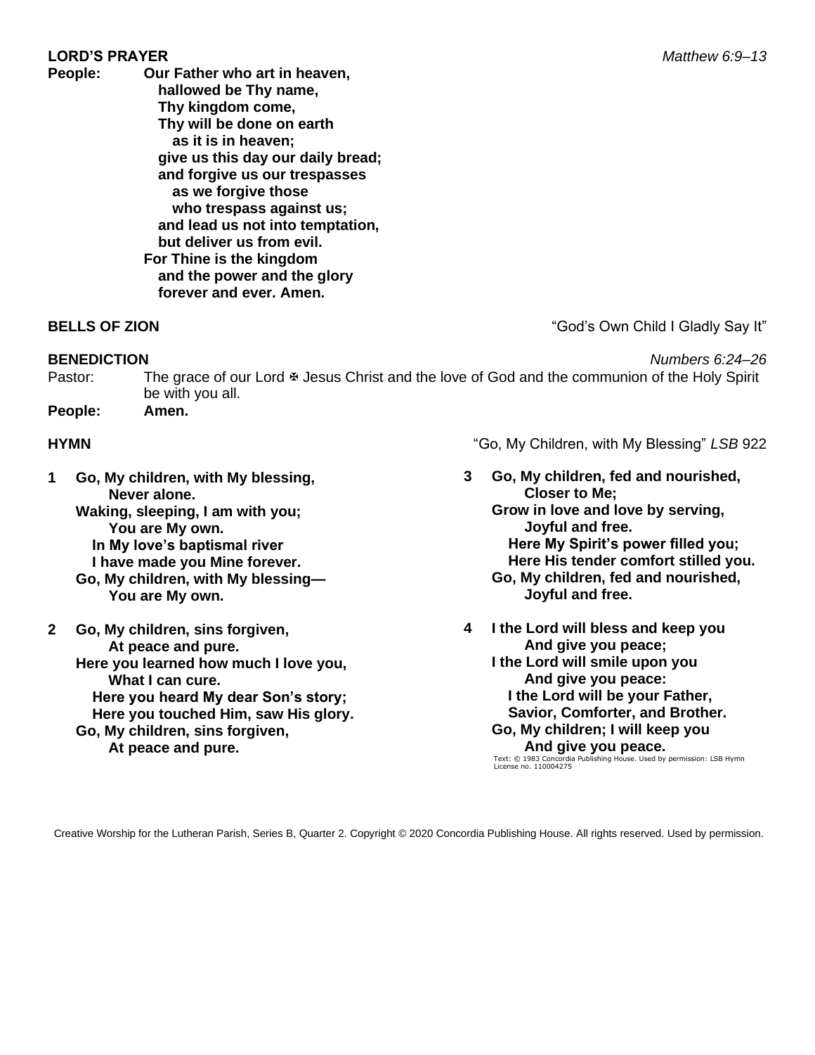**LORD'S PRAYER** *Matthew 6:9–13*

**People:** **Our Father who art in heaven,**
**hallowed be Thy name,**
**Thy kingdom come,**
**Thy will be done on earth**
**as it is in heaven;**
**give us this day our daily bread;**
**and forgive us our trespasses**
**as we forgive those**
**who trespass against us;**
**and lead us not into temptation,**
**but deliver us from evil.**
**For Thine is the kingdom**
**and the power and the glory**
**forever and ever. Amen.**

**BELLS OF ZION** "God's Own Child I Gladly Say It"

**BENEDICTION** *Numbers 6:24–26*

Pastor: The grace of our Lord ✠ Jesus Christ and the love of God and the communion of the Holy Spirit be with you all.

**People:** **Amen.**

**HYMN** "Go, My Children, with My Blessing" *LSB* 922

**1** **Go, My children, with My blessing,**
**Never alone.**
**Waking, sleeping, I am with you;**
**You are My own.**
**In My love's baptismal river**
**I have made you Mine forever.**
**Go, My children, with My blessing—**
**You are My own.**

**2** **Go, My children, sins forgiven,**
**At peace and pure.**
**Here you learned how much I love you,**
**What I can cure.**
**Here you heard My dear Son's story;**
**Here you touched Him, saw His glory.**
**Go, My children, sins forgiven,**
**At peace and pure.**

**3** **Go, My children, fed and nourished,**
**Closer to Me;**
**Grow in love and love by serving,**
**Joyful and free.**
**Here My Spirit's power filled you;**
**Here His tender comfort stilled you.**
**Go, My children, fed and nourished,**
**Joyful and free.**

**4** **I the Lord will bless and keep you**
**And give you peace;**
**I the Lord will smile upon you**
**And give you peace:**
**I the Lord will be your Father,**
**Savior, Comforter, and Brother.**
**Go, My children; I will keep you**
**And give you peace.**

Text: © 1983 Concordia Publishing House. Used by permission: LSB Hymn License no. 110004275

Creative Worship for the Lutheran Parish, Series B, Quarter 2. Copyright © 2020 Concordia Publishing House. All rights reserved. Used by permission.